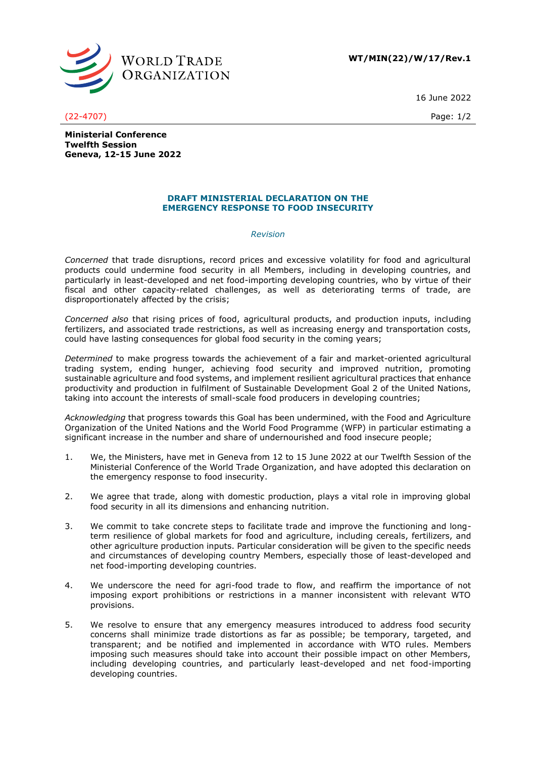**WT/MIN(22)/W/17/Rev.1**

16 June 2022

(22-4707)

**Ministerial Conference**
**Twelfth Session**
**Geneva, 12-15 June 2022**

## DRAFT MINISTERIAL DECLARATION ON THE EMERGENCY RESPONSE TO FOOD INSECURITY

*Revision*

*Concerned* that trade disruptions, record prices and excessive volatility for food and agricultural products could undermine food security in all Members, including in developing countries, and particularly in least-developed and net food-importing developing countries, who by virtue of their fiscal and other capacity-related challenges, as well as deteriorating terms of trade, are disproportionately affected by the crisis;

*Concerned also* that rising prices of food, agricultural products, and production inputs, including fertilizers, and associated trade restrictions, as well as increasing energy and transportation costs, could have lasting consequences for global food security in the coming years;

*Determined* to make progress towards the achievement of a fair and market-oriented agricultural trading system, ending hunger, achieving food security and improved nutrition, promoting sustainable agriculture and food systems, and implement resilient agricultural practices that enhance productivity and production in fulfilment of Sustainable Development Goal 2 of the United Nations, taking into account the interests of small-scale food producers in developing countries;

*Acknowledging* that progress towards this Goal has been undermined, with the Food and Agriculture Organization of the United Nations and the World Food Programme (WFP) in particular estimating a significant increase in the number and share of undernourished and food insecure people;

1. We, the Ministers, have met in Geneva from 12 to 15 June 2022 at our Twelfth Session of the Ministerial Conference of the World Trade Organization, and have adopted this declaration on the emergency response to food insecurity.

2. We agree that trade, along with domestic production, plays a vital role in improving global food security in all its dimensions and enhancing nutrition.

3. We commit to take concrete steps to facilitate trade and improve the functioning and long-term resilience of global markets for food and agriculture, including cereals, fertilizers, and other agriculture production inputs. Particular consideration will be given to the specific needs and circumstances of developing country Members, especially those of least-developed and net food-importing developing countries.

4. We underscore the need for agri-food trade to flow, and reaffirm the importance of not imposing export prohibitions or restrictions in a manner inconsistent with relevant WTO provisions.

5. We resolve to ensure that any emergency measures introduced to address food security concerns shall minimize trade distortions as far as possible; be temporary, targeted, and transparent; and be notified and implemented in accordance with WTO rules. Members imposing such measures should take into account their possible impact on other Members, including developing countries, and particularly least-developed and net food-importing developing countries.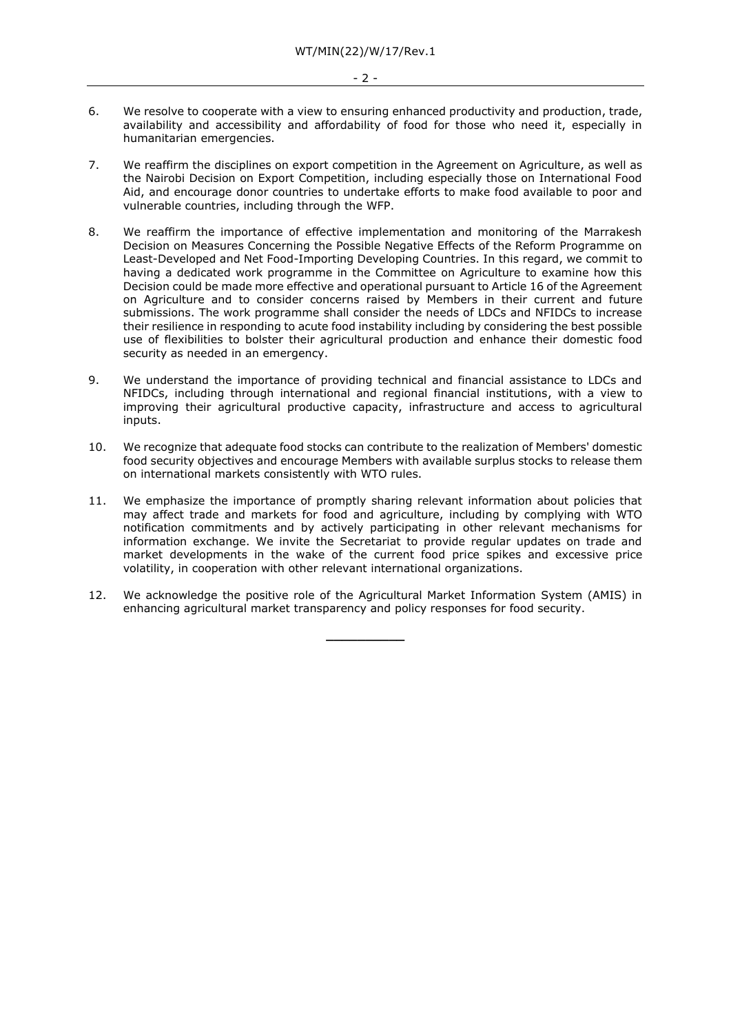6. We resolve to cooperate with a view to ensuring enhanced productivity and production, trade, availability and accessibility and affordability of food for those who need it, especially in humanitarian emergencies.

7. We reaffirm the disciplines on export competition in the Agreement on Agriculture, as well as the Nairobi Decision on Export Competition, including especially those on International Food Aid, and encourage donor countries to undertake efforts to make food available to poor and vulnerable countries, including through the WFP.

8. We reaffirm the importance of effective implementation and monitoring of the Marrakesh Decision on Measures Concerning the Possible Negative Effects of the Reform Programme on Least-Developed and Net Food-Importing Developing Countries. In this regard, we commit to having a dedicated work programme in the Committee on Agriculture to examine how this Decision could be made more effective and operational pursuant to Article 16 of the Agreement on Agriculture and to consider concerns raised by Members in their current and future submissions. The work programme shall consider the needs of LDCs and NFIDCs to increase their resilience in responding to acute food instability including by considering the best possible use of flexibilities to bolster their agricultural production and enhance their domestic food security as needed in an emergency.

9. We understand the importance of providing technical and financial assistance to LDCs and NFIDCs, including through international and regional financial institutions, with a view to improving their agricultural productive capacity, infrastructure and access to agricultural inputs.

10. We recognize that adequate food stocks can contribute to the realization of Members' domestic food security objectives and encourage Members with available surplus stocks to release them on international markets consistently with WTO rules.

11. We emphasize the importance of promptly sharing relevant information about policies that may affect trade and markets for food and agriculture, including by complying with WTO notification commitments and by actively participating in other relevant mechanisms for information exchange. We invite the Secretariat to provide regular updates on trade and market developments in the wake of the current food price spikes and excessive price volatility, in cooperation with other relevant international organizations.

12. We acknowledge the positive role of the Agricultural Market Information System (AMIS) in enhancing agricultural market transparency and policy responses for food security.

__________